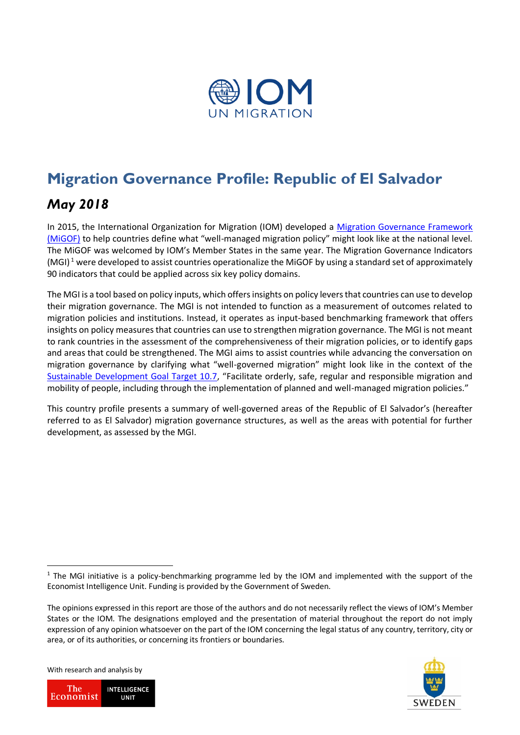# Migration Governance Profile: Republic of El Salvador

## *May 2018*

In 2015, the International Organization for Migration (IOM) developed a Migration Governance Framework (MiGOF) to help countries define what "well-managed migration policy" might look like at the national level. The MiGOF was welcomed by IOM's Member States in the same year. The Migration Governance Indicators (MGI)[1] were developed to assist countries operationalize the MiGOF by using a standard set of approximately 90 indicators that could be applied across six key policy domains.

The MGI is a tool based on policy inputs, which offers insights on policy levers that countries can use to develop their migration governance. The MGI is not intended to function as a measurement of outcomes related to migration policies and institutions. Instead, it operates as input-based benchmarking framework that offers insights on policy measures that countries can use to strengthen migration governance. The MGI is not meant to rank countries in the assessment of the comprehensiveness of their migration policies, or to identify gaps and areas that could be strengthened. The MGI aims to assist countries while advancing the conversation on migration governance by clarifying what "well-governed migration" might look like in the context of the Sustainable Development Goal Target 10.7, "Facilitate orderly, safe, regular and responsible migration and mobility of people, including through the implementation of planned and well-managed migration policies."

This country profile presents a summary of well-governed areas of the Republic of El Salvador's (hereafter referred to as El Salvador) migration governance structures, as well as the areas with potential for further development, as assessed by the MGI.

[1] The MGI initiative is a policy-benchmarking programme led by the IOM and implemented with the support of the Economist Intelligence Unit. Funding is provided by the Government of Sweden.

The opinions expressed in this report are those of the authors and do not necessarily reflect the views of IOM's Member States or the IOM. The designations employed and the presentation of material throughout the report do not imply expression of any opinion whatsoever on the part of the IOM concerning the legal status of any country, territory, city or area, or of its authorities, or concerning its frontiers or boundaries.

With research and analysis by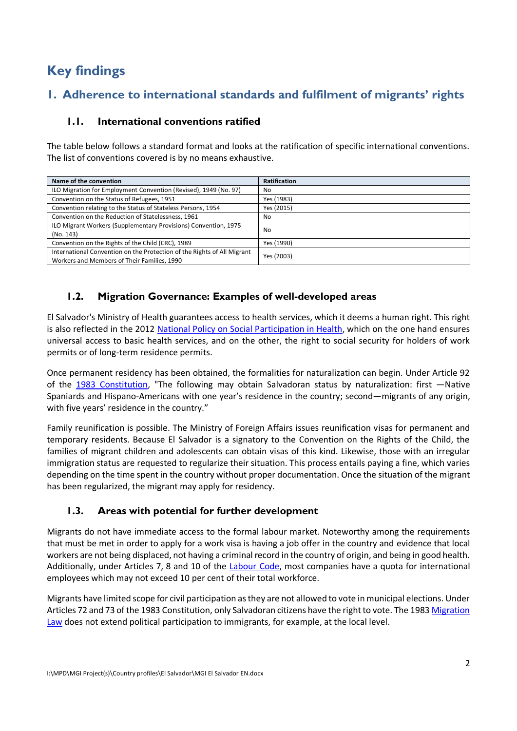# Key findings

## 1. Adherence to international standards and fulfilment of migrants' rights

### 1.1. International conventions ratified

The table below follows a standard format and looks at the ratification of specific international conventions. The list of conventions covered is by no means exhaustive.

| Name of the convention | Ratification |
|---|---|
| ILO Migration for Employment Convention (Revised), 1949 (No. 97) | No |
| Convention on the Status of Refugees, 1951 | Yes (1983) |
| Convention relating to the Status of Stateless Persons, 1954 | Yes (2015) |
| Convention on the Reduction of Statelessness, 1961 | No |
| ILO Migrant Workers (Supplementary Provisions) Convention, 1975 (No. 143) | No |
| Convention on the Rights of the Child (CRC), 1989 | Yes (1990) |
| International Convention on the Protection of the Rights of All Migrant Workers and Members of Their Families, 1990 | Yes (2003) |

### 1.2. Migration Governance: Examples of well-developed areas

El Salvador's Ministry of Health guarantees access to health services, which it deems a human right. This right is also reflected in the 2012 National Policy on Social Participation in Health, which on the one hand ensures universal access to basic health services, and on the other, the right to social security for holders of work permits or of long-term residence permits.

Once permanent residency has been obtained, the formalities for naturalization can begin. Under Article 92 of the 1983 Constitution, "The following may obtain Salvadoran status by naturalization: first —Native Spaniards and Hispano-Americans with one year's residence in the country; second—migrants of any origin, with five years' residence in the country."

Family reunification is possible. The Ministry of Foreign Affairs issues reunification visas for permanent and temporary residents. Because El Salvador is a signatory to the Convention on the Rights of the Child, the families of migrant children and adolescents can obtain visas of this kind. Likewise, those with an irregular immigration status are requested to regularize their situation. This process entails paying a fine, which varies depending on the time spent in the country without proper documentation. Once the situation of the migrant has been regularized, the migrant may apply for residency.

### 1.3. Areas with potential for further development

Migrants do not have immediate access to the formal labour market. Noteworthy among the requirements that must be met in order to apply for a work visa is having a job offer in the country and evidence that local workers are not being displaced, not having a criminal record in the country of origin, and being in good health. Additionally, under Articles 7, 8 and 10 of the Labour Code, most companies have a quota for international employees which may not exceed 10 per cent of their total workforce.

Migrants have limited scope for civil participation as they are not allowed to vote in municipal elections. Under Articles 72 and 73 of the 1983 Constitution, only Salvadoran citizens have the right to vote. The 1983 Migration Law does not extend political participation to immigrants, for example, at the local level.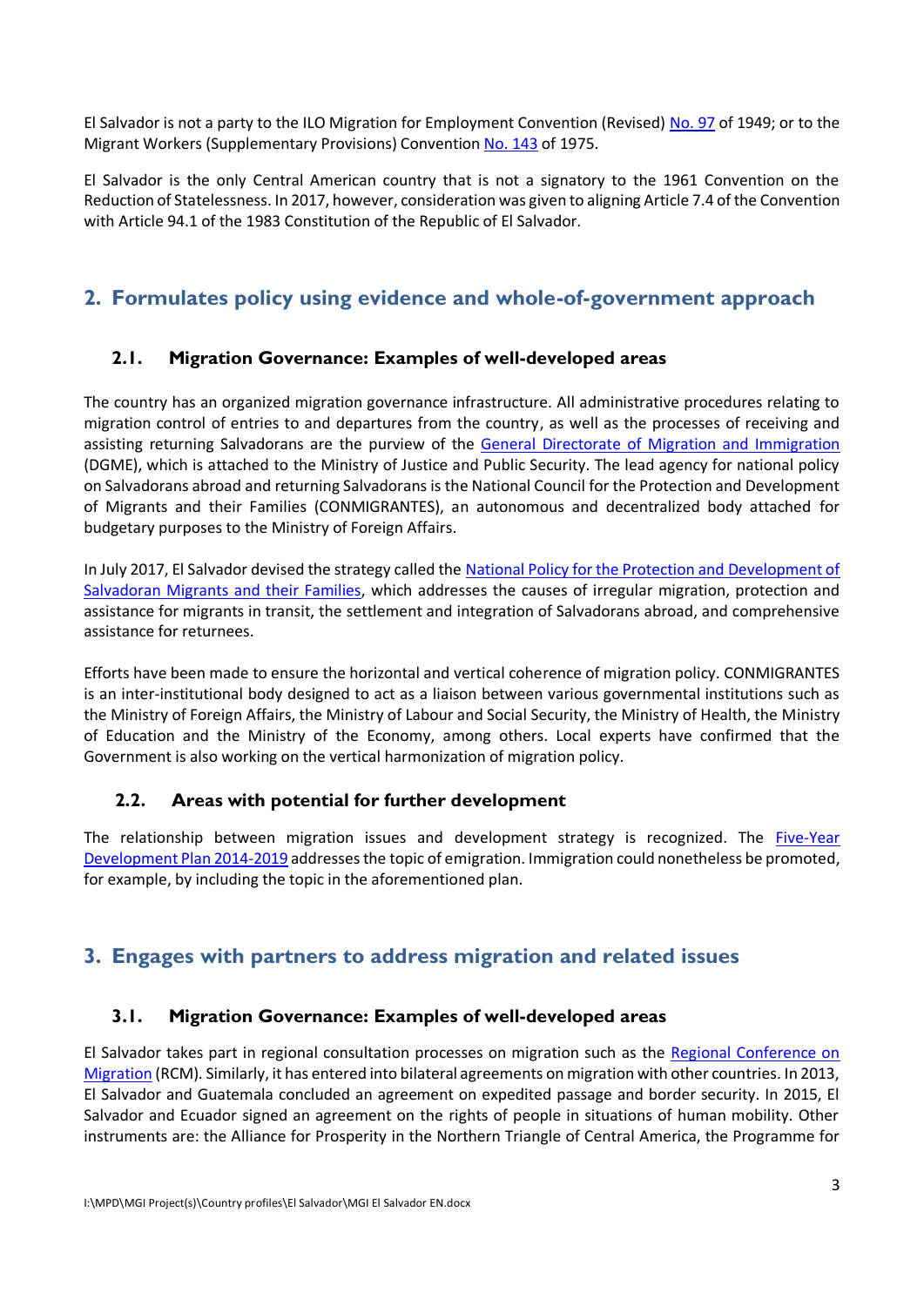El Salvador is not a party to the ILO Migration for Employment Convention (Revised) No. 97 of 1949; or to the Migrant Workers (Supplementary Provisions) Convention No. 143 of 1975.

El Salvador is the only Central American country that is not a signatory to the 1961 Convention on the Reduction of Statelessness. In 2017, however, consideration was given to aligning Article 7.4 of the Convention with Article 94.1 of the 1983 Constitution of the Republic of El Salvador.

## 2. Formulates policy using evidence and whole-of-government approach

### 2.1. Migration Governance: Examples of well-developed areas

The country has an organized migration governance infrastructure. All administrative procedures relating to migration control of entries to and departures from the country, as well as the processes of receiving and assisting returning Salvadorans are the purview of the General Directorate of Migration and Immigration (DGME), which is attached to the Ministry of Justice and Public Security. The lead agency for national policy on Salvadorans abroad and returning Salvadorans is the National Council for the Protection and Development of Migrants and their Families (CONMIGRANTES), an autonomous and decentralized body attached for budgetary purposes to the Ministry of Foreign Affairs.

In July 2017, El Salvador devised the strategy called the National Policy for the Protection and Development of Salvadoran Migrants and their Families, which addresses the causes of irregular migration, protection and assistance for migrants in transit, the settlement and integration of Salvadorans abroad, and comprehensive assistance for returnees.

Efforts have been made to ensure the horizontal and vertical coherence of migration policy. CONMIGRANTES is an inter-institutional body designed to act as a liaison between various governmental institutions such as the Ministry of Foreign Affairs, the Ministry of Labour and Social Security, the Ministry of Health, the Ministry of Education and the Ministry of the Economy, among others. Local experts have confirmed that the Government is also working on the vertical harmonization of migration policy.

### 2.2. Areas with potential for further development

The relationship between migration issues and development strategy is recognized. The Five-Year Development Plan 2014-2019 addresses the topic of emigration. Immigration could nonetheless be promoted, for example, by including the topic in the aforementioned plan.

## 3. Engages with partners to address migration and related issues

### 3.1. Migration Governance: Examples of well-developed areas

El Salvador takes part in regional consultation processes on migration such as the Regional Conference on Migration (RCM). Similarly, it has entered into bilateral agreements on migration with other countries. In 2013, El Salvador and Guatemala concluded an agreement on expedited passage and border security. In 2015, El Salvador and Ecuador signed an agreement on the rights of people in situations of human mobility. Other instruments are: the Alliance for Prosperity in the Northern Triangle of Central America, the Programme for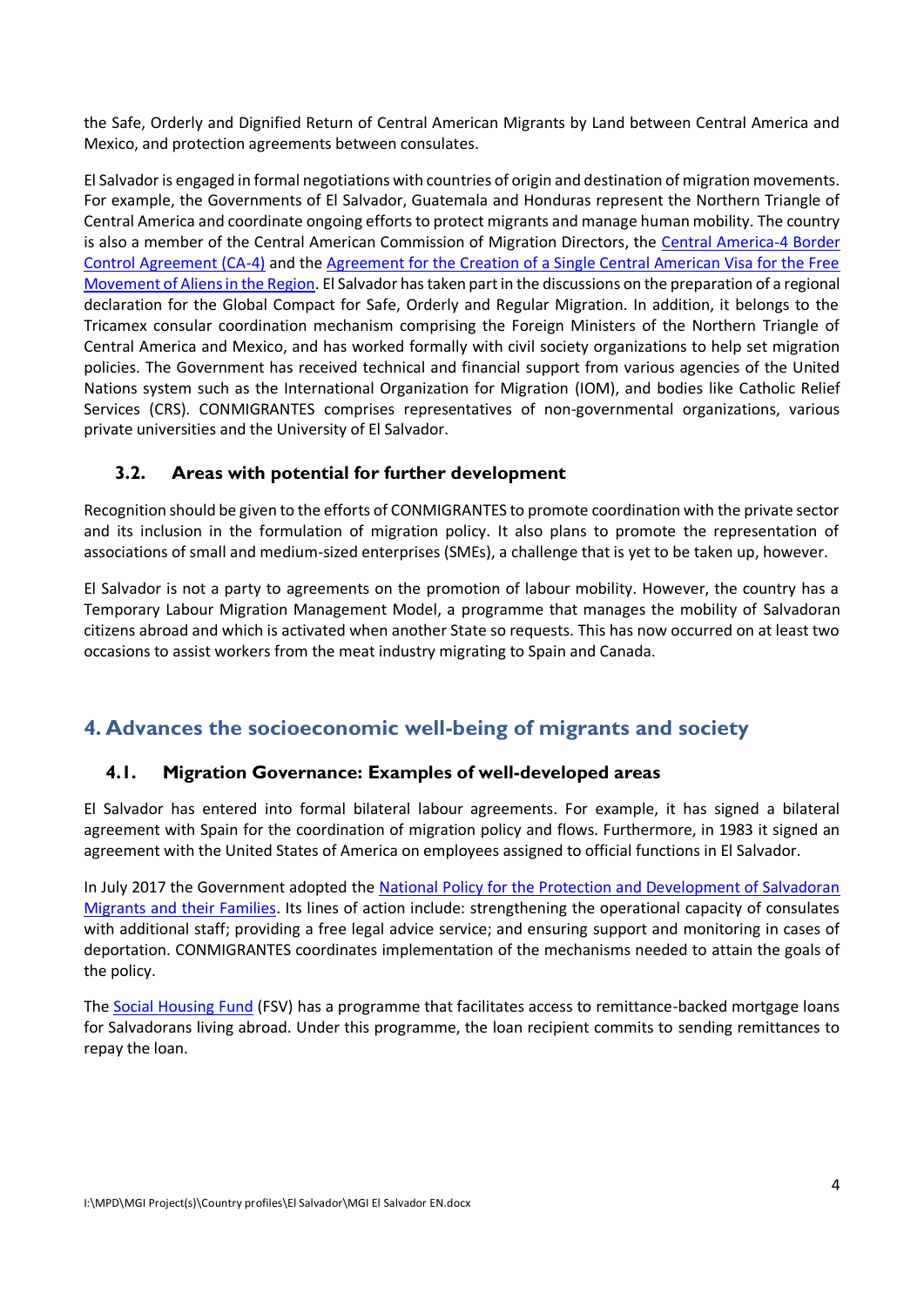the Safe, Orderly and Dignified Return of Central American Migrants by Land between Central America and Mexico, and protection agreements between consulates.

El Salvador is engaged in formal negotiations with countries of origin and destination of migration movements. For example, the Governments of El Salvador, Guatemala and Honduras represent the Northern Triangle of Central America and coordinate ongoing efforts to protect migrants and manage human mobility. The country is also a member of the Central American Commission of Migration Directors, the Central America-4 Border Control Agreement (CA-4) and the Agreement for the Creation of a Single Central American Visa for the Free Movement of Aliens in the Region. El Salvador has taken part in the discussions on the preparation of a regional declaration for the Global Compact for Safe, Orderly and Regular Migration. In addition, it belongs to the Tricamex consular coordination mechanism comprising the Foreign Ministers of the Northern Triangle of Central America and Mexico, and has worked formally with civil society organizations to help set migration policies. The Government has received technical and financial support from various agencies of the United Nations system such as the International Organization for Migration (IOM), and bodies like Catholic Relief Services (CRS). CONMIGRANTES comprises representatives of non-governmental organizations, various private universities and the University of El Salvador.

### 3.2. Areas with potential for further development

Recognition should be given to the efforts of CONMIGRANTES to promote coordination with the private sector and its inclusion in the formulation of migration policy. It also plans to promote the representation of associations of small and medium-sized enterprises (SMEs), a challenge that is yet to be taken up, however.

El Salvador is not a party to agreements on the promotion of labour mobility. However, the country has a Temporary Labour Migration Management Model, a programme that manages the mobility of Salvadoran citizens abroad and which is activated when another State so requests. This has now occurred on at least two occasions to assist workers from the meat industry migrating to Spain and Canada.

## 4. Advances the socioeconomic well-being of migrants and society

### 4.1. Migration Governance: Examples of well-developed areas

El Salvador has entered into formal bilateral labour agreements. For example, it has signed a bilateral agreement with Spain for the coordination of migration policy and flows. Furthermore, in 1983 it signed an agreement with the United States of America on employees assigned to official functions in El Salvador.

In July 2017 the Government adopted the National Policy for the Protection and Development of Salvadoran Migrants and their Families. Its lines of action include: strengthening the operational capacity of consulates with additional staff; providing a free legal advice service; and ensuring support and monitoring in cases of deportation. CONMIGRANTES coordinates implementation of the mechanisms needed to attain the goals of the policy.

The Social Housing Fund (FSV) has a programme that facilitates access to remittance-backed mortgage loans for Salvadorans living abroad. Under this programme, the loan recipient commits to sending remittances to repay the loan.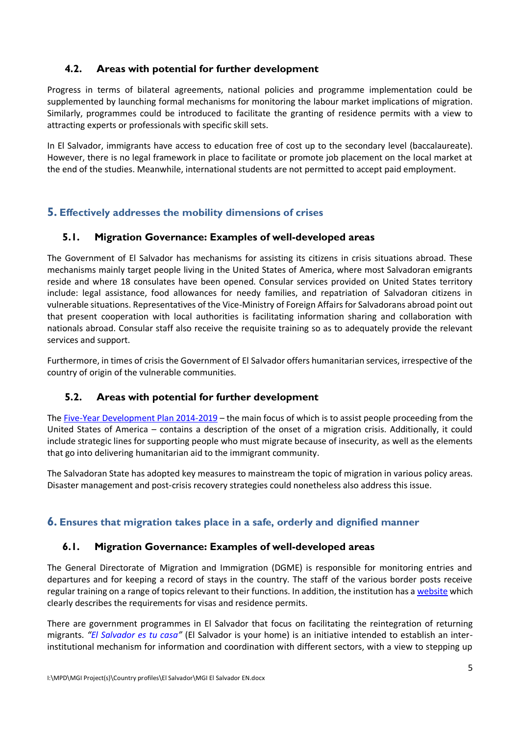### 4.2. Areas with potential for further development

Progress in terms of bilateral agreements, national policies and programme implementation could be supplemented by launching formal mechanisms for monitoring the labour market implications of migration. Similarly, programmes could be introduced to facilitate the granting of residence permits with a view to attracting experts or professionals with specific skill sets.

In El Salvador, immigrants have access to education free of cost up to the secondary level (baccalaureate). However, there is no legal framework in place to facilitate or promote job placement on the local market at the end of the studies. Meanwhile, international students are not permitted to accept paid employment.

## 5. Effectively addresses the mobility dimensions of crises

### 5.1. Migration Governance: Examples of well-developed areas

The Government of El Salvador has mechanisms for assisting its citizens in crisis situations abroad. These mechanisms mainly target people living in the United States of America, where most Salvadoran emigrants reside and where 18 consulates have been opened. Consular services provided on United States territory include: legal assistance, food allowances for needy families, and repatriation of Salvadoran citizens in vulnerable situations. Representatives of the Vice-Ministry of Foreign Affairs for Salvadorans abroad point out that present cooperation with local authorities is facilitating information sharing and collaboration with nationals abroad. Consular staff also receive the requisite training so as to adequately provide the relevant services and support.

Furthermore, in times of crisis the Government of El Salvador offers humanitarian services, irrespective of the country of origin of the vulnerable communities.

### 5.2. Areas with potential for further development

The Five-Year Development Plan 2014-2019 – the main focus of which is to assist people proceeding from the United States of America – contains a description of the onset of a migration crisis. Additionally, it could include strategic lines for supporting people who must migrate because of insecurity, as well as the elements that go into delivering humanitarian aid to the immigrant community.

The Salvadoran State has adopted key measures to mainstream the topic of migration in various policy areas. Disaster management and post-crisis recovery strategies could nonetheless also address this issue.

## 6. Ensures that migration takes place in a safe, orderly and dignified manner

### 6.1. Migration Governance: Examples of well-developed areas

The General Directorate of Migration and Immigration (DGME) is responsible for monitoring entries and departures and for keeping a record of stays in the country. The staff of the various border posts receive regular training on a range of topics relevant to their functions. In addition, the institution has a website which clearly describes the requirements for visas and residence permits.

There are government programmes in El Salvador that focus on facilitating the reintegration of returning migrants. *"El Salvador es tu casa"* (El Salvador is your home) is an initiative intended to establish an inter-institutional mechanism for information and coordination with different sectors, with a view to stepping up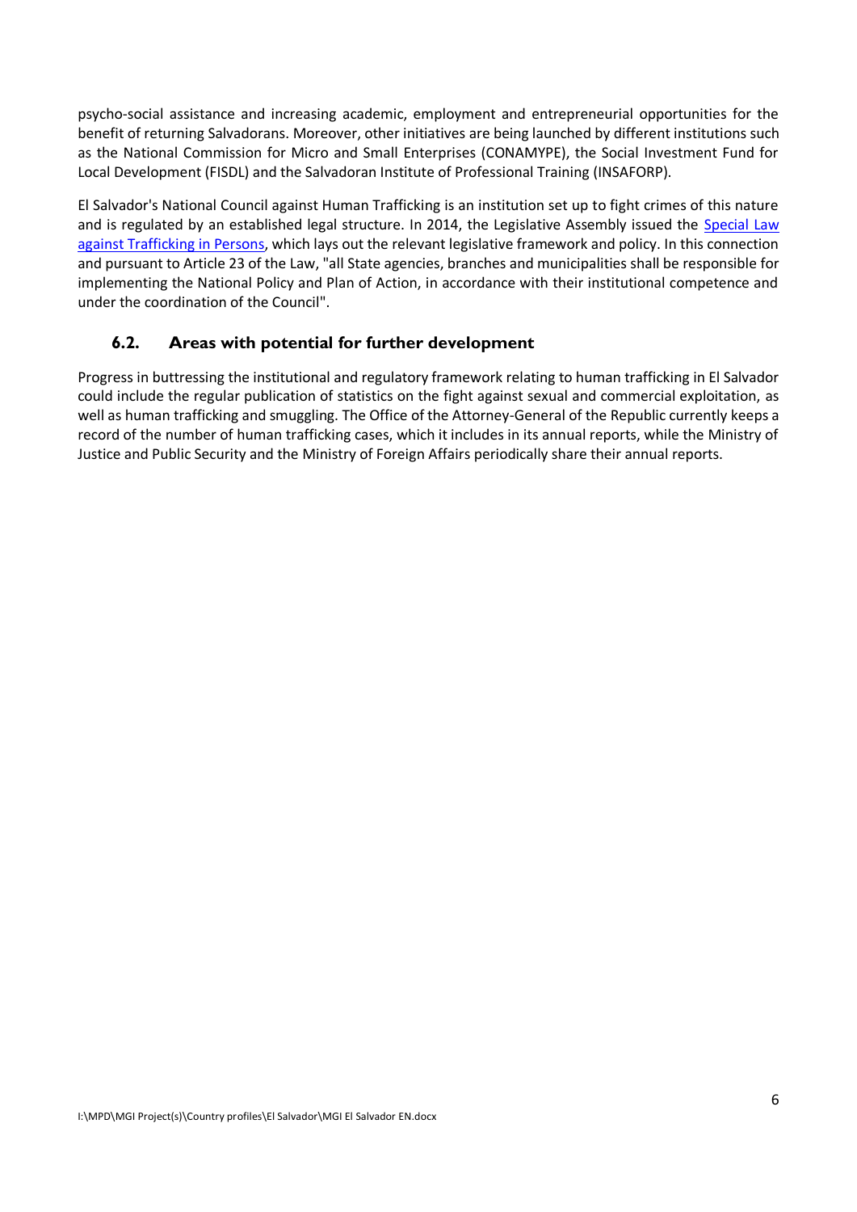psycho-social assistance and increasing academic, employment and entrepreneurial opportunities for the benefit of returning Salvadorans. Moreover, other initiatives are being launched by different institutions such as the National Commission for Micro and Small Enterprises (CONAMYPE), the Social Investment Fund for Local Development (FISDL) and the Salvadoran Institute of Professional Training (INSAFORP).

El Salvador's National Council against Human Trafficking is an institution set up to fight crimes of this nature and is regulated by an established legal structure. In 2014, the Legislative Assembly issued the Special Law against Trafficking in Persons, which lays out the relevant legislative framework and policy. In this connection and pursuant to Article 23 of the Law, "all State agencies, branches and municipalities shall be responsible for implementing the National Policy and Plan of Action, in accordance with their institutional competence and under the coordination of the Council".

### 6.2. Areas with potential for further development

Progress in buttressing the institutional and regulatory framework relating to human trafficking in El Salvador could include the regular publication of statistics on the fight against sexual and commercial exploitation, as well as human trafficking and smuggling. The Office of the Attorney-General of the Republic currently keeps a record of the number of human trafficking cases, which it includes in its annual reports, while the Ministry of Justice and Public Security and the Ministry of Foreign Affairs periodically share their annual reports.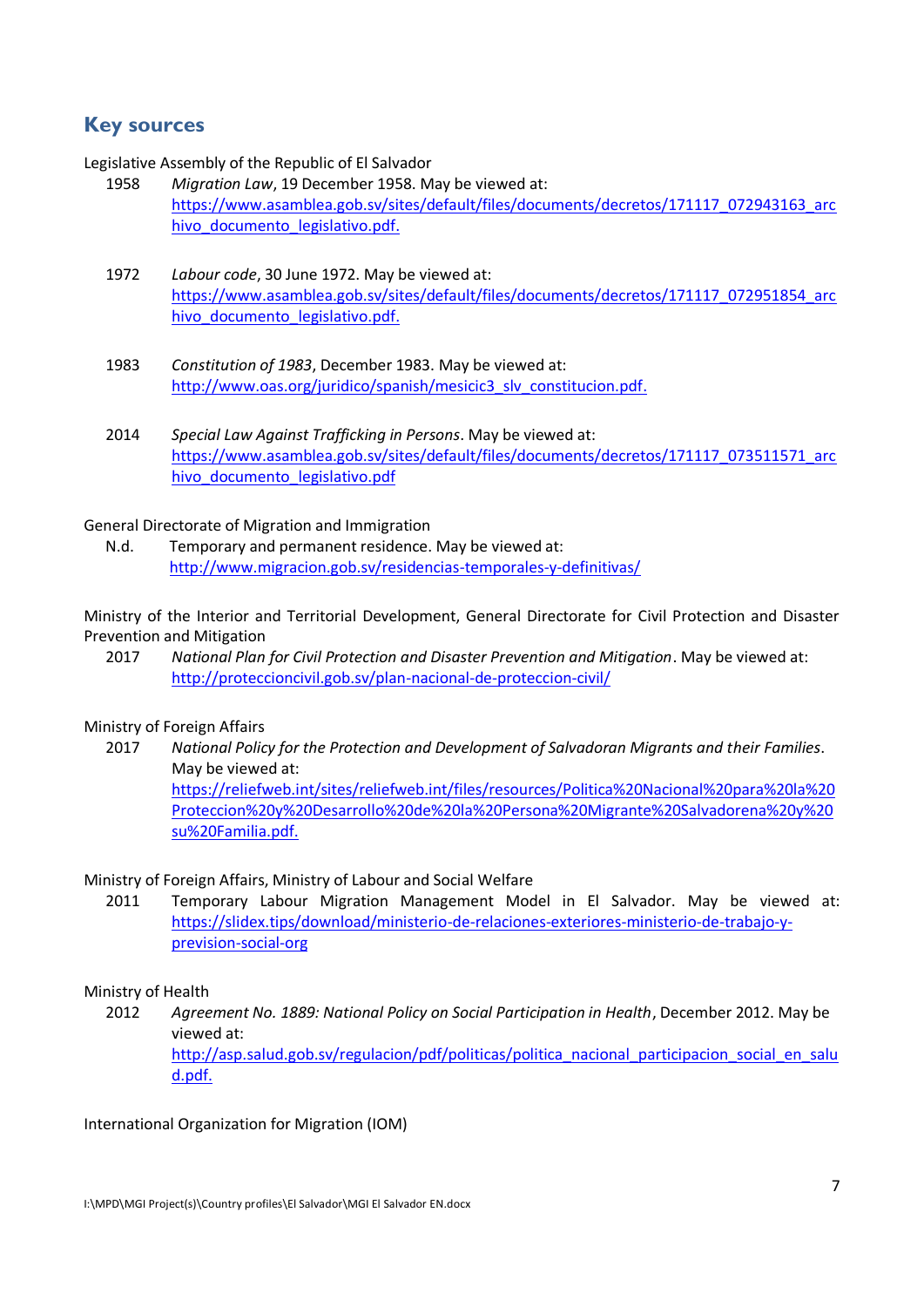## Key sources

Legislative Assembly of the Republic of El Salvador

1958 *Migration Law*, 19 December 1958. May be viewed at: https://www.asamblea.gob.sv/sites/default/files/documents/decretos/171117_072943163_archivo_documento_legislativo.pdf.

1972 *Labour code*, 30 June 1972. May be viewed at: https://www.asamblea.gob.sv/sites/default/files/documents/decretos/171117_072951854_archivo_documento_legislativo.pdf.

1983 *Constitution of 1983*, December 1983. May be viewed at: http://www.oas.org/juridico/spanish/mesicic3_slv_constitucion.pdf.

2014 *Special Law Against Trafficking in Persons*. May be viewed at: https://www.asamblea.gob.sv/sites/default/files/documents/decretos/171117_073511571_archivo_documento_legislativo.pdf

General Directorate of Migration and Immigration

N.d. Temporary and permanent residence. May be viewed at: http://www.migracion.gob.sv/residencias-temporales-y-definitivas/

Ministry of the Interior and Territorial Development, General Directorate for Civil Protection and Disaster Prevention and Mitigation

2017 *National Plan for Civil Protection and Disaster Prevention and Mitigation*. May be viewed at: http://proteccioncivil.gob.sv/plan-nacional-de-proteccion-civil/

Ministry of Foreign Affairs

2017 *National Policy for the Protection and Development of Salvadoran Migrants and their Families*. May be viewed at: https://reliefweb.int/sites/reliefweb.int/files/resources/Politica%20Nacional%20para%20la%20Proteccion%20y%20Desarrollo%20de%20la%20Persona%20Migrante%20Salvadorena%20y%20su%20Familia.pdf.

Ministry of Foreign Affairs, Ministry of Labour and Social Welfare

2011 Temporary Labour Migration Management Model in El Salvador. May be viewed at: https://slidex.tips/download/ministerio-de-relaciones-exteriores-ministerio-de-trabajo-y-prevision-social-org

Ministry of Health

2012 *Agreement No. 1889: National Policy on Social Participation in Health*, December 2012. May be viewed at: http://asp.salud.gob.sv/regulacion/pdf/politicas/politica_nacional_participacion_social_en_salud.pdf.

International Organization for Migration (IOM)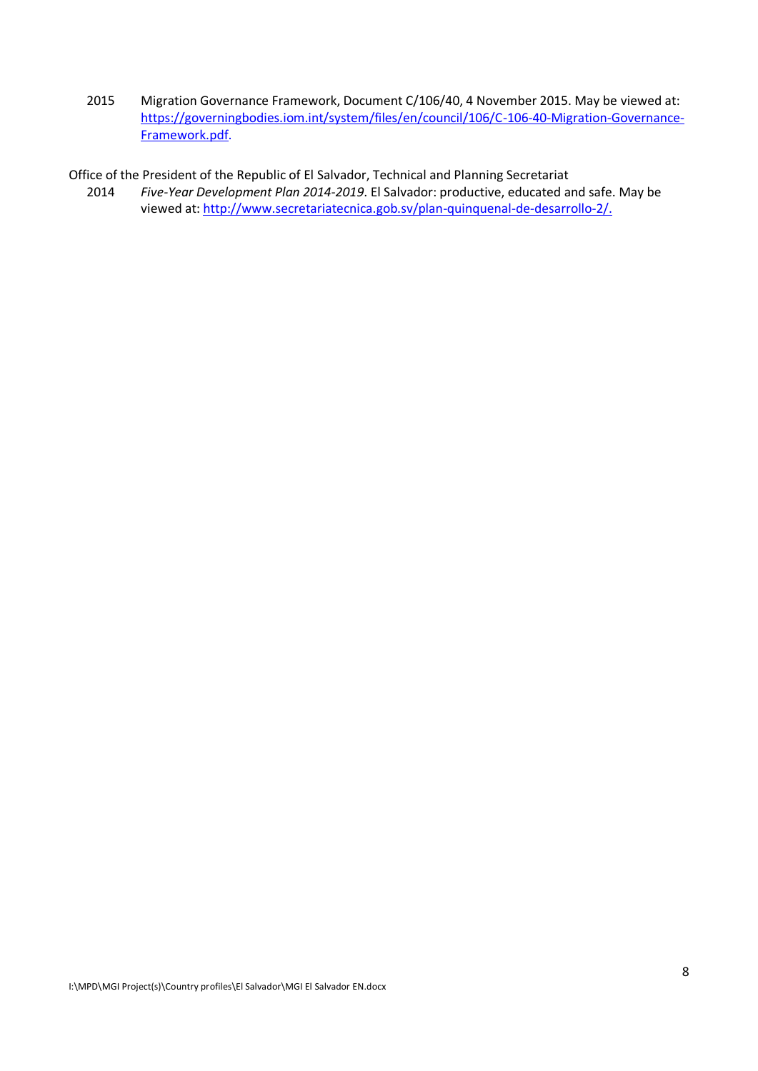2015 Migration Governance Framework, Document C/106/40, 4 November 2015. May be viewed at: https://governingbodies.iom.int/system/files/en/council/106/C-106-40-Migration-Governance-Framework.pdf.

Office of the President of the Republic of El Salvador, Technical and Planning Secretariat

2014 *Five-Year Development Plan 2014-2019*. El Salvador: productive, educated and safe. May be viewed at: http://www.secretariatecnica.gob.sv/plan-quinquenal-de-desarrollo-2/.